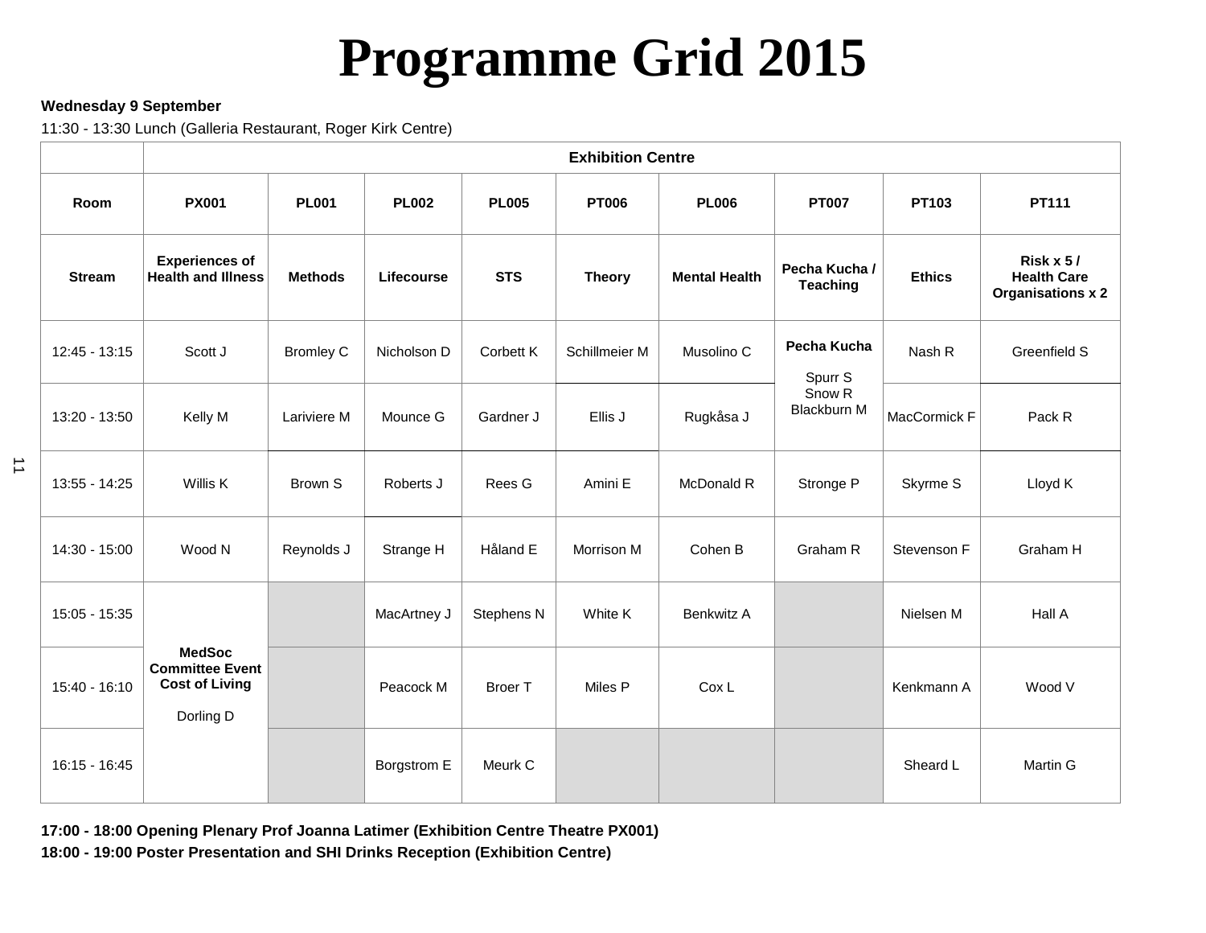# Programme Grid 2015

**Wednesday 9 September**

11:30 - 13:30 Lunch (Galleria Restaurant, Roger Kirk Centre)

| | Exhibition Centre | | | | | | | | |
|---|---|---|---|---|---|---|---|---|---|
| **Room** | **PX001** | **PL001** | **PL002** | **PL005** | **PT006** | **PL006** | **PT007** | **PT103** | **PT111** |
| **Stream** | **Experiences of Health and Illness** | **Methods** | **Lifecourse** | **STS** | **Theory** | **Mental Health** | **Pecha Kucha / Teaching** | **Ethics** | **Risk x 5 / Health Care Organisations x 2** |
| 12:45 - 13:15 | Scott J | Bromley C | Nicholson D | Corbett K | Schillmeier M | Musolino C | **Pecha Kucha** Spurr S Snow R Blackburn M | Nash R | Greenfield S |
| 13:20 - 13:50 | Kelly M | Lariviere M | Mounce G | Gardner J | Ellis J | Rugkåsa J | | MacCormick F | Pack R |
| 13:55 - 14:25 | Willis K | Brown S | Roberts J | Rees G | Amini E | McDonald R | Stronge P | Skyrme S | Lloyd K |
| 14:30 - 15:00 | Wood N | Reynolds J | Strange H | Håland E | Morrison M | Cohen B | Graham R | Stevenson F | Graham H |
| 15:05 - 15:35 | **MedSoc Committee Event Cost of Living** Dorling D | | MacArtney J | Stephens N | White K | Benkwitz A | | Nielsen M | Hall A |
| 15:40 - 16:10 | | | Peacock M | Broer T | Miles P | Cox L | | Kenkmann A | Wood V |
| 16:15 - 16:45 | | | Borgstrom E | Meurk C | | | | Sheard L | Martin G |

**17:00 - 18:00 Opening Plenary Prof Joanna Latimer (Exhibition Centre Theatre PX001)**

**18:00 - 19:00 Poster Presentation and SHI Drinks Reception (Exhibition Centre)**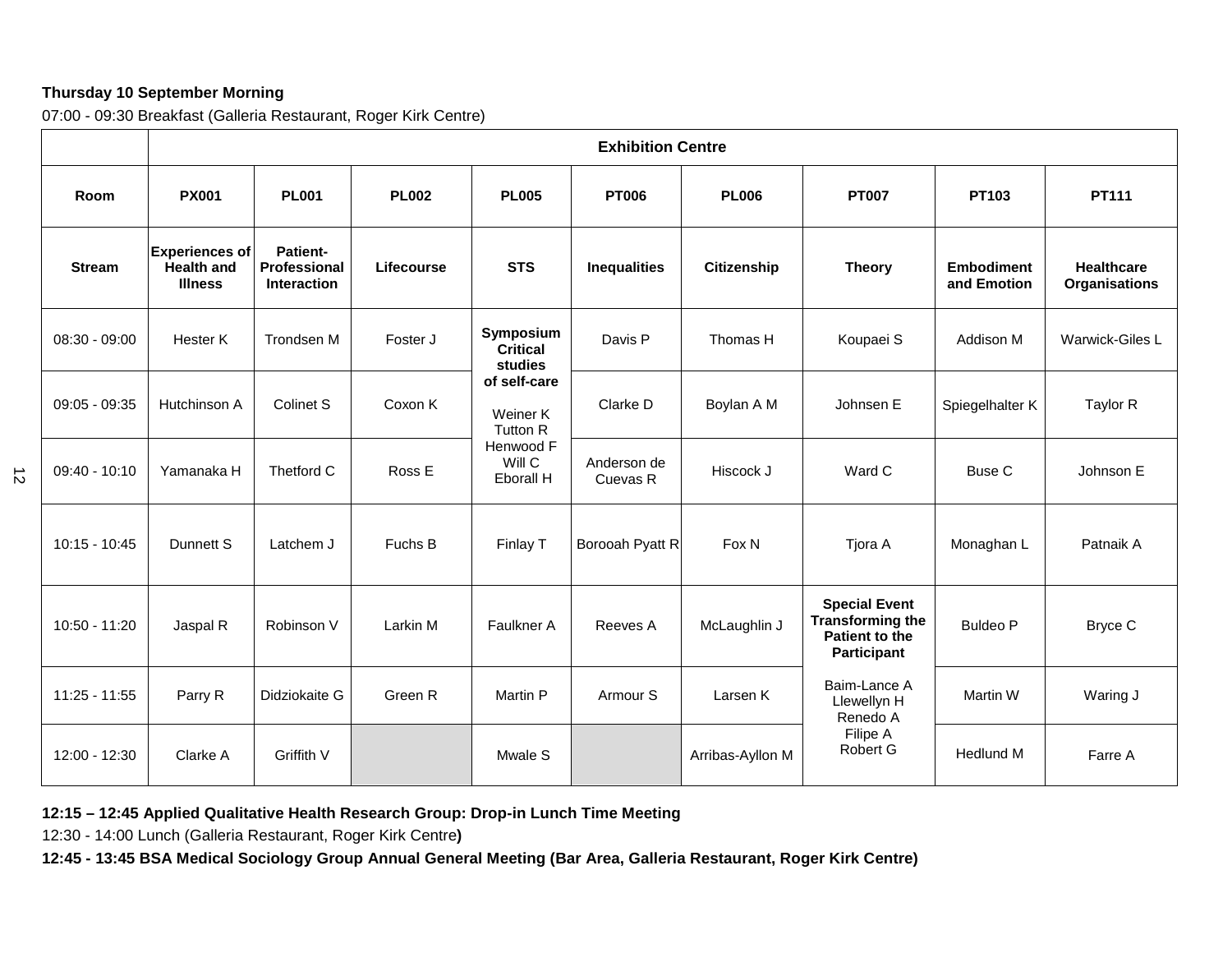**Thursday 10 September Morning**

07:00 - 09:30 Breakfast (Galleria Restaurant, Roger Kirk Centre)

| | **Exhibition Centre** | | | | | | | | |
|---|---|---|---|---|---|---|---|---|---|
| **Room** | **PX001** | **PL001** | **PL002** | **PL005** | **PT006** | **PL006** | **PT007** | **PT103** | **PT111** |
| **Stream** | **Experiences of Health and Illness** | **Patient-Professional Interaction** | **Lifecourse** | **STS** | **Inequalities** | **Citizenship** | **Theory** | **Embodiment and Emotion** | **Healthcare Organisations** |
| 08:30 - 09:00 | Hester K | Trondsen M | Foster J | **Symposium Critical studies of self-care** Weiner K Tutton R Henwood F Will C Eborall H | Davis P | Thomas H | Koupaei S | Addison M | Warwick-Giles L |
| 09:05 - 09:35 | Hutchinson A | Colinet S | Coxon K | | Clarke D | Boylan A M | Johnsen E | Spiegelhalter K | Taylor R |
| 09:40 - 10:10 | Yamanaka H | Thetford C | Ross E | | Anderson de Cuevas R | Hiscock J | Ward C | Buse C | Johnson E |
| 10:15 - 10:45 | Dunnett S | Latchem J | Fuchs B | Finlay T | Borooah Pyatt R | Fox N | Tjora A | Monaghan L | Patnaik A |
| 10:50 - 11:20 | Jaspal R | Robinson V | Larkin M | Faulkner A | Reeves A | McLaughlin J | **Special Event Transforming the Patient to the Participant** Baim-Lance A Llewellyn H Renedo A Filipe A Robert G | Buldeo P | Bryce C |
| 11:25 - 11:55 | Parry R | Didziokaite G | Green R | Martin P | Armour S | Larsen K | | Martin W | Waring J |
| 12:00 - 12:30 | Clarke A | Griffith V | | Mwale S | | Arribas-Ayllon M | | Hedlund M | Farre A |

**12:15 – 12:45 Applied Qualitative Health Research Group: Drop-in Lunch Time Meeting**

12:30 - 14:00 Lunch (Galleria Restaurant, Roger Kirk Centre**)**

**12:45 - 13:45 BSA Medical Sociology Group Annual General Meeting (Bar Area, Galleria Restaurant, Roger Kirk Centre)**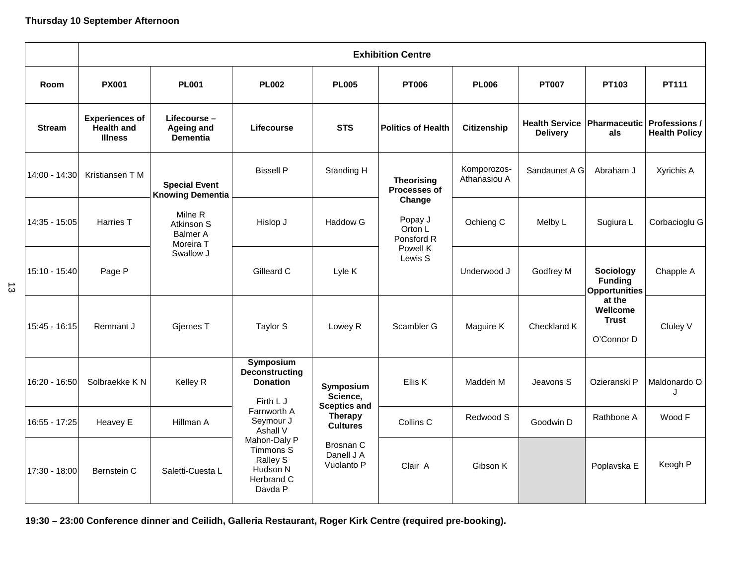**Thursday 10 September Afternoon**

| | Exhibition Centre | | | | | | | | |
|---|---|---|---|---|---|---|---|---|---|
| **Room** | **PX001** | **PL001** | **PL002** | **PL005** | **PT006** | **PL006** | **PT007** | **PT103** | **PT111** |
| **Stream** | **Experiences of Health and Illness** | **Lifecourse – Ageing and Dementia** | **Lifecourse** | **STS** | **Politics of Health** | **Citizenship** | **Health Service Delivery** | **Pharmaceuticals** | **Professions / Health Policy** |
| 14:00 - 14:30 | Kristiansen T M | **Special Event Knowing Dementia** Milne R, Atkinson S, Balmer A, Moreira T, Swallow J | Bissell P | Standing H | **Theorising Processes of Change** Popay J, Orton L, Ponsford R, Powell K, Lewis S | Komporozos-Athanasiou A | Sandaunet A G | Abraham J | Xyrichis A |
| 14:35 - 15:05 | Harries T | | Hislop J | Haddow G | | Ochieng C | Melby L | Sugiura L | Corbacioglu G |
| 15:10 - 15:40 | Page P | | Gilleard C | Lyle K | | Underwood J | Godfrey M | **Sociology Funding Opportunities at the Wellcome Trust** O'Connor D | Chapple A |
| 15:45 - 16:15 | Remnant J | Gjernes T | Taylor S | Lowey R | Scambler G | Maguire K | Checkland K | | Cluley V |
| 16:20 - 16:50 | Solbraekke K N | Kelley R | **Symposium Deconstructing Donation** Firth L J, Farnworth A, Seymour J, Ashall V, Mahon-Daly P, Timmons S, Ralley S, Hudson N, Herbrand C, Davda P | **Symposium Science, Sceptics and Therapy Cultures** Brosnan C, Danell J A, Vuolanto P | Ellis K | Madden M | Jeavons S | Ozieranski P | Maldonardo O J |
| 16:55 - 17:25 | Heavey E | Hillman A | | | Collins C | Redwood S | Goodwin D | Rathbone A | Wood F |
| 17:30 - 18:00 | Bernstein C | Saletti-Cuesta L | | | Clair A | Gibson K | | Poplavska E | Keogh P |

**19:30 – 23:00 Conference dinner and Ceilidh, Galleria Restaurant, Roger Kirk Centre (required pre-booking).**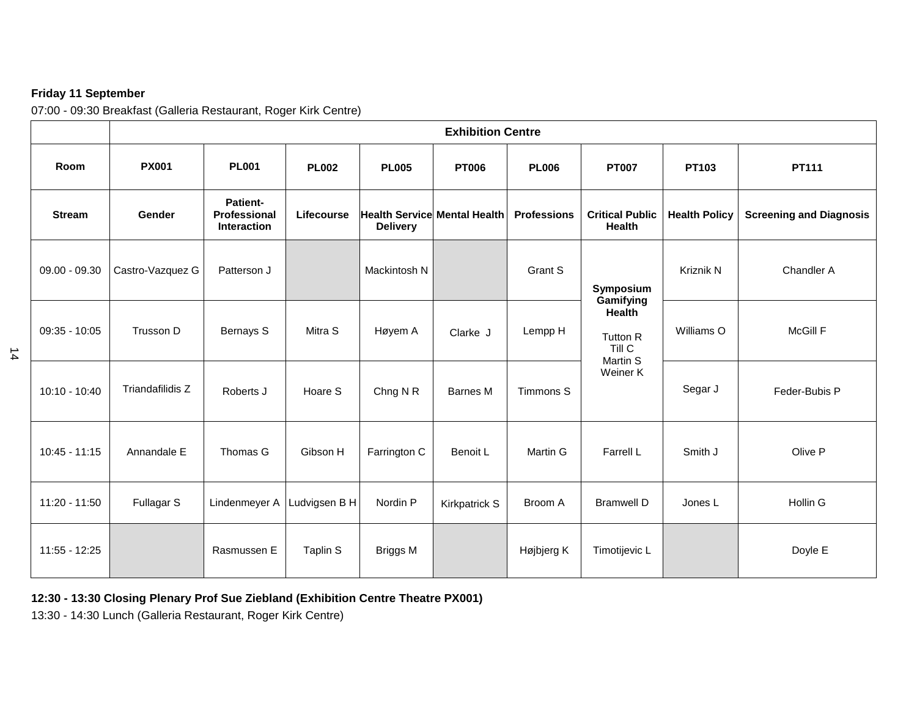**Friday 11 September**

07:00 - 09:30 Breakfast (Galleria Restaurant, Roger Kirk Centre)

| | Exhibition Centre | | | | | | | | |
|---|---|---|---|---|---|---|---|---|---|
| **Room** | **PX001** | **PL001** | **PL002** | **PL005** | **PT006** | **PL006** | **PT007** | **PT103** | **PT111** |
| **Stream** | **Gender** | **Patient-Professional Interaction** | **Lifecourse** | **Health Service Delivery** | **Mental Health** | **Professions** | **Critical Public Health** | **Health Policy** | **Screening and Diagnosis** |
| 09.00 - 09.30 | Castro-Vazquez G | Patterson J | | Mackintosh N | | Grant S | **Symposium Gamifying Health** Tutton R Till C Martin S Weiner K | Kriznik N | Chandler A |
| 09:35 - 10:05 | Trusson D | Bernays S | Mitra S | Høyem A | Clarke J | Lempp H | | Williams O | McGill F |
| 10:10 - 10:40 | Triandafilidis Z | Roberts J | Hoare S | Chng N R | Barnes M | Timmons S | | Segar J | Feder-Bubis P |
| 10:45 - 11:15 | Annandale E | Thomas G | Gibson H | Farrington C | Benoit L | Martin G | Farrell L | Smith J | Olive P |
| 11:20 - 11:50 | Fullagar S | Lindenmeyer A | Ludvigsen B H | Nordin P | Kirkpatrick S | Broom A | Bramwell D | Jones L | Hollin G |
| 11:55 - 12:25 | | Rasmussen E | Taplin S | Briggs M | | Højbjerg K | Timotijevic L | | Doyle E |

**12:30 - 13:30 Closing Plenary Prof Sue Ziebland (Exhibition Centre Theatre PX001)**

13:30 - 14:30 Lunch (Galleria Restaurant, Roger Kirk Centre)